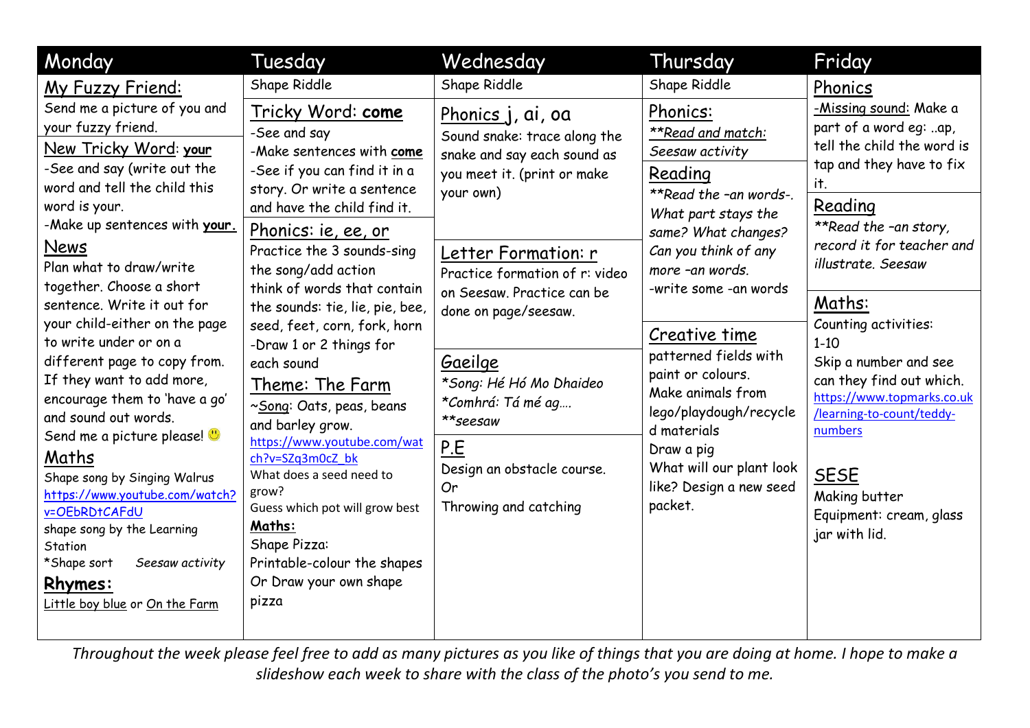| Monday | Tuesday | Wednesday | Thursday | Friday |
|---|---|---|---|---|
| <u>My Fuzzy Friend:</u><br>Send me a picture of you and your fuzzy friend.<br><u>New Tricky Word</u>: **<u>your</u>**<br>-See and say (write out the word and tell the child this word is your.<br>-Make up sentences with **<u>your.</u>**<br><u>News</u><br>Plan what to draw/write together. Choose a short sentence. Write it out for your child-either on the page to write under or on a different page to copy from. If they want to add more, encourage them to 'have a go' and sound out words.<br>Send me a picture please! 🙂<br><u>Maths</u><br>Shape song by Singing Walrus<br>https://www.youtube.com/watch?v=OEbRDtCAFdU<br>shape song by the Learning Station<br>*Shape sort *Seesaw activity*<br>**<u>Rhymes:</u>**<br><u>Little boy blue</u> or <u>On the Farm</u> | Shape Riddle<br><u>Tricky Word: **come**</u><br>-See and say<br>-Make sentences with **<u>come</u>**<br>-See if you can find it in a story. Or write a sentence and have the child find it.<br><u>Phonics: ie, ee, or</u><br>Practice the 3 sounds-sing the song/add action<br>think of words that contain the sounds: tie, lie, pie, bee, seed, feet, corn, fork, horn<br>-Draw 1 or 2 things for each sound<br><u>Theme: The Farm</u><br>~<u>Song</u>: Oats, peas, beans and barley grow.<br>https://www.youtube.com/watch?v=SZq3m0cZ_bk<br>What does a seed need to grow?<br>Guess which pot will grow best<br>**<u>Maths:</u>**<br>Shape Pizza:<br>Printable-colour the shapes<br>Or Draw your own shape pizza | Shape Riddle<br><u>Phonics j, ai, oa</u><br>Sound snake: trace along the snake and say each sound as you meet it. (print or make your own)<br><u>Letter Formation: r</u><br>Practice formation of r: video on Seesaw. Practice can be done on page/seesaw.<br><u>Gaeilge</u><br>*\*Song: Hé Hó Mo Dhaideo*<br>*\*Comhrá: Tá mé ag….*<br>*\*\*seesaw*<br><u>P.E</u><br>Design an obstacle course.<br>Or<br>Throwing and catching | Shape Riddle<br><u>Phonics:</u><br>*<u>\*\*Read and match:</u>*<br>*Seesaw activity*<br><u>Reading</u><br>*\*\*Read the –an words-. What part stays the same? What changes? Can you think of any more –an words.*<br>-write some -an words<br><u>Creative time</u><br>patterned fields with paint or colours.<br>Make animals from lego/playdough/recycled materials<br>Draw a pig<br>What will our plant look like? Design a new seed packet. | <u>Phonics</u><br><u>-Missing sound:</u> Make a part of a word eg: ..ap, tell the child the word is tap and they have to fix it.<br><u>Reading</u><br>*\*\*Read the –an story, record it for teacher and illustrate. Seesaw*<br><u>Maths:</u><br>Counting activities:<br>1-10<br>Skip a number and see can they find out which.<br>https://www.topmarks.co.uk/learning-to-count/teddy-numbers<br><u>SESE</u><br>Making butter<br>Equipment: cream, glass jar with lid. |

*Throughout the week please feel free to add as many pictures as you like of things that you are doing at home. I hope to make a slideshow each week to share with the class of the photo's you send to me.*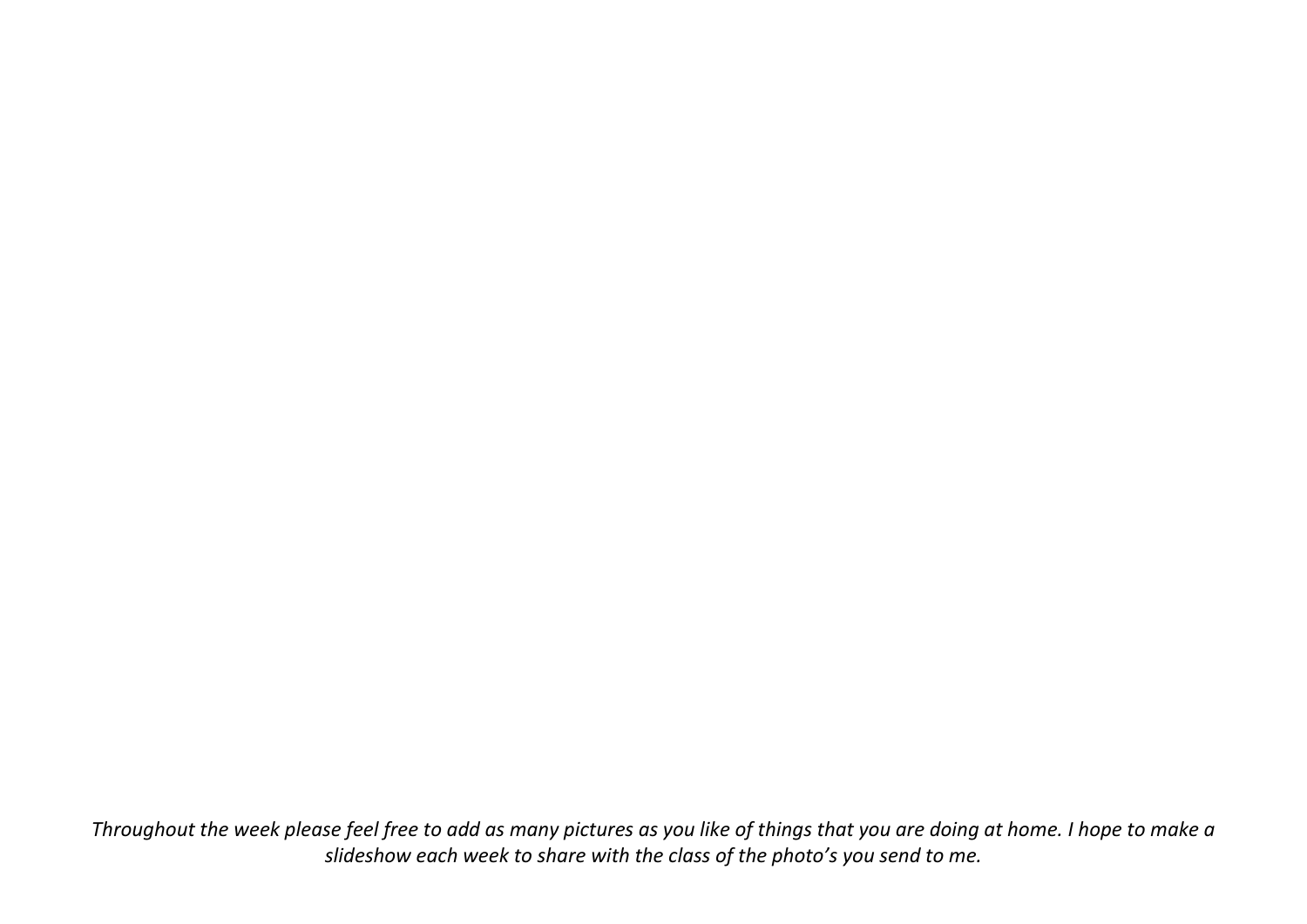*Throughout the week please feel free to add as many pictures as you like of things that you are doing at home. I hope to make a slideshow each week to share with the class of the photo's you send to me.*